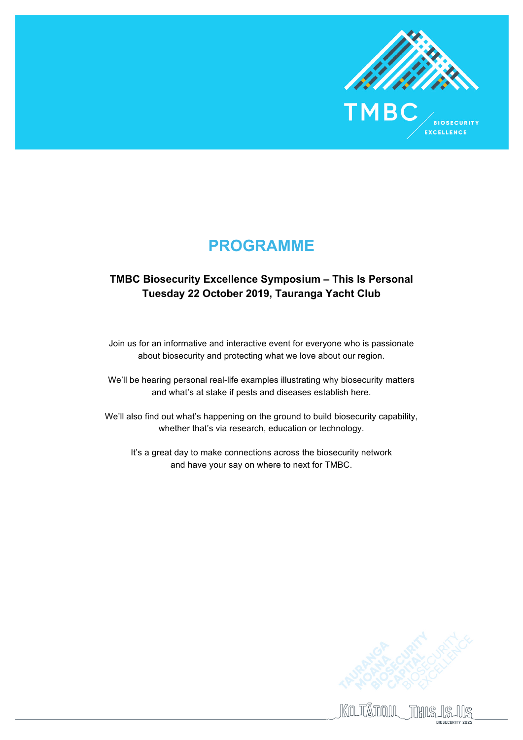# PROGRAMME

**TMBC Biosecurity Excellence Symposium – This Is Personal**
**Tuesday 22 October 2019, Tauranga Yacht Club**

Join us for an informative and interactive event for everyone who is passionate about biosecurity and protecting what we love about our region.

We'll be hearing personal real-life examples illustrating why biosecurity matters and what's at stake if pests and diseases establish here.

We'll also find out what's happening on the ground to build biosecurity capability, whether that's via research, education or technology.

It's a great day to make connections across the biosecurity network and have your say on where to next for TMBC.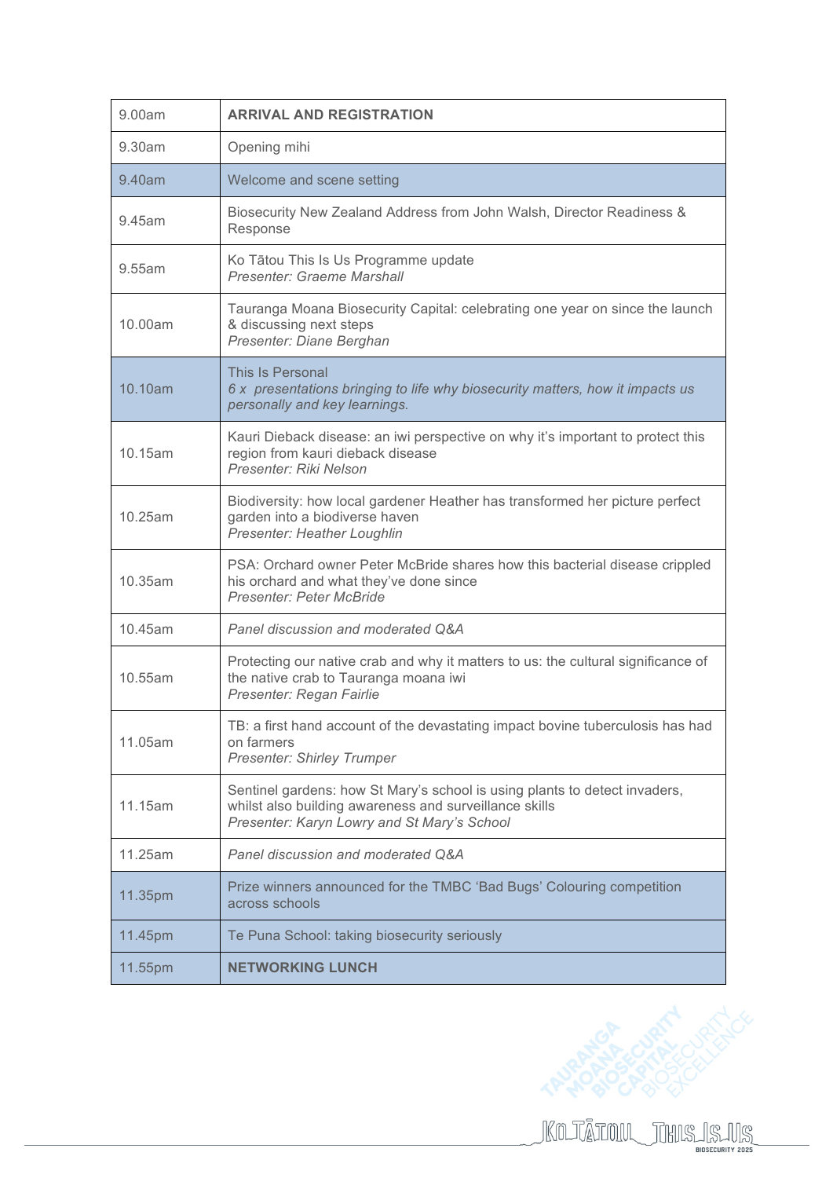| | |
|---|---|
| 9.00am | **ARRIVAL AND REGISTRATION** |
| 9.30am | Opening mihi |
| 9.40am | Welcome and scene setting |
| 9.45am | Biosecurity New Zealand Address from John Walsh, Director Readiness & Response |
| 9.55am | Ko Tātou This Is Us Programme update<br>*Presenter: Graeme Marshall* |
| 10.00am | Tauranga Moana Biosecurity Capital: celebrating one year on since the launch & discussing next steps<br>*Presenter: Diane Berghan* |
| 10.10am | This Is Personal<br>*6 x presentations bringing to life why biosecurity matters, how it impacts us personally and key learnings.* |
| 10.15am | Kauri Dieback disease: an iwi perspective on why it's important to protect this region from kauri dieback disease<br>*Presenter: Riki Nelson* |
| 10.25am | Biodiversity: how local gardener Heather has transformed her picture perfect garden into a biodiverse haven<br>*Presenter: Heather Loughlin* |
| 10.35am | PSA: Orchard owner Peter McBride shares how this bacterial disease crippled his orchard and what they've done since<br>*Presenter: Peter McBride* |
| 10.45am | *Panel discussion and moderated Q&A* |
| 10.55am | Protecting our native crab and why it matters to us: the cultural significance of the native crab to Tauranga moana iwi<br>*Presenter: Regan Fairlie* |
| 11.05am | TB: a first hand account of the devastating impact bovine tuberculosis has had on farmers<br>*Presenter: Shirley Trumper* |
| 11.15am | Sentinel gardens: how St Mary's school is using plants to detect invaders, whilst also building awareness and surveillance skills<br>*Presenter: Karyn Lowry and St Mary's School* |
| 11.25am | *Panel discussion and moderated Q&A* |
| 11.35pm | Prize winners announced for the TMBC 'Bad Bugs' Colouring competition across schools |
| 11.45pm | Te Puna School: taking biosecurity seriously |
| 11.55pm | **NETWORKING LUNCH** |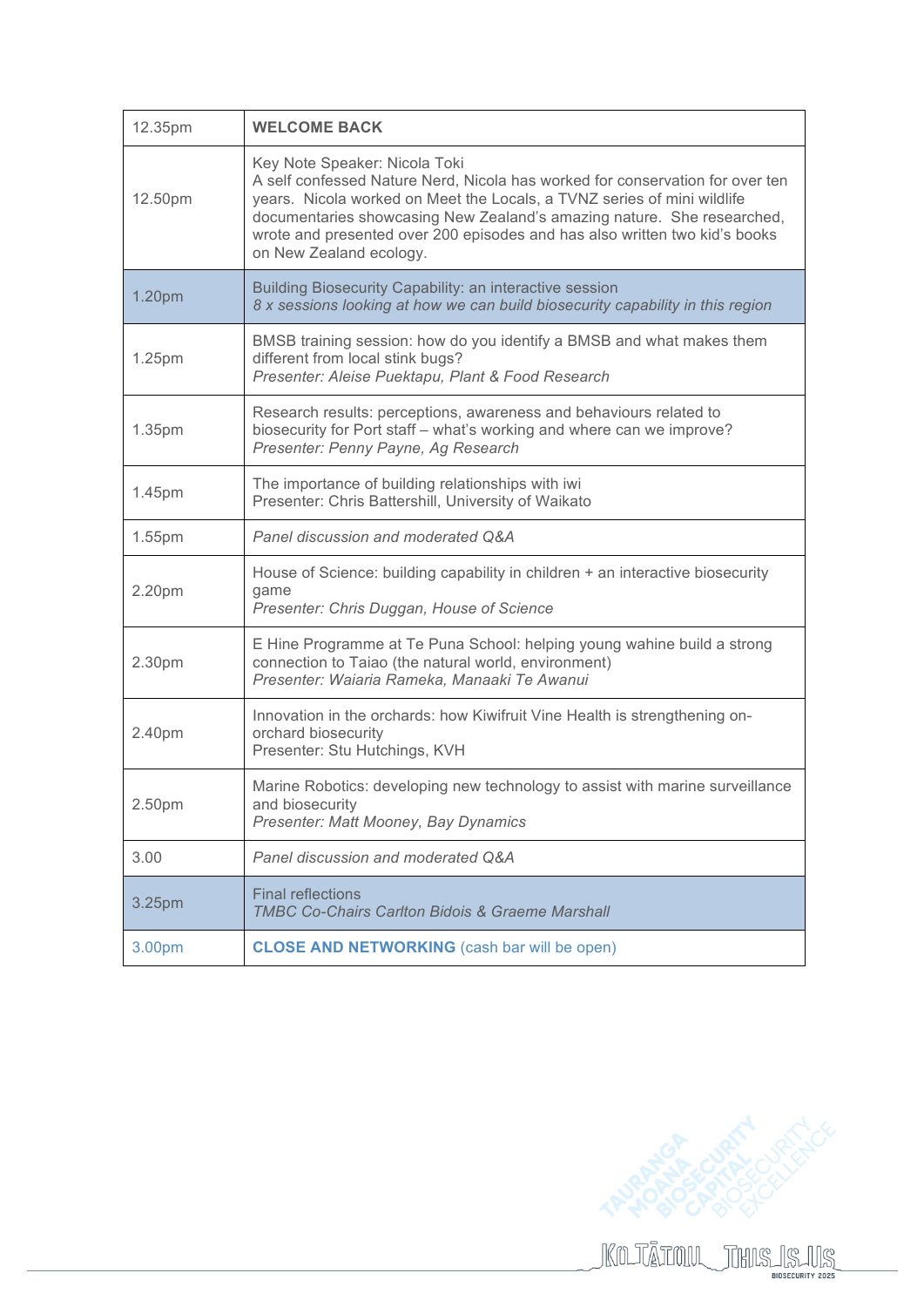| | |
|---|---|
| 12.35pm | **WELCOME BACK** |
| 12.50pm | Key Note Speaker: Nicola Toki<br>A self confessed Nature Nerd, Nicola has worked for conservation for over ten years. Nicola worked on Meet the Locals, a TVNZ series of mini wildlife documentaries showcasing New Zealand's amazing nature. She researched, wrote and presented over 200 episodes and has also written two kid's books on New Zealand ecology. |
| 1.20pm | Building Biosecurity Capability: an interactive session<br>*8 x sessions looking at how we can build biosecurity capability in this region* |
| 1.25pm | BMSB training session: how do you identify a BMSB and what makes them different from local stink bugs?<br>*Presenter: Aleise Puektapu, Plant & Food Research* |
| 1.35pm | Research results: perceptions, awareness and behaviours related to biosecurity for Port staff – what's working and where can we improve?<br>*Presenter: Penny Payne, Ag Research* |
| 1.45pm | The importance of building relationships with iwi<br>Presenter: Chris Battershill, University of Waikato |
| 1.55pm | *Panel discussion and moderated Q&A* |
| 2.20pm | House of Science: building capability in children + an interactive biosecurity game<br>*Presenter: Chris Duggan, House of Science* |
| 2.30pm | E Hine Programme at Te Puna School: helping young wahine build a strong connection to Taiao (the natural world, environment)<br>*Presenter: Waiaria Rameka, Manaaki Te Awanui* |
| 2.40pm | Innovation in the orchards: how Kiwifruit Vine Health is strengthening on-orchard biosecurity<br>Presenter: Stu Hutchings, KVH |
| 2.50pm | Marine Robotics: developing new technology to assist with marine surveillance and biosecurity<br>*Presenter: Matt Mooney, Bay Dynamics* |
| 3.00 | *Panel discussion and moderated Q&A* |
| 3.25pm | Final reflections<br>*TMBC Co-Chairs Carlton Bidois & Graeme Marshall* |
| 3.00pm | **CLOSE AND NETWORKING** (cash bar will be open) |

TAURANGA MOANA BIOSECURITY CAPITAL BIOSECURITY EXCELLENCE

KO TĀTOU THIS IS US
BIOSECURITY 2025